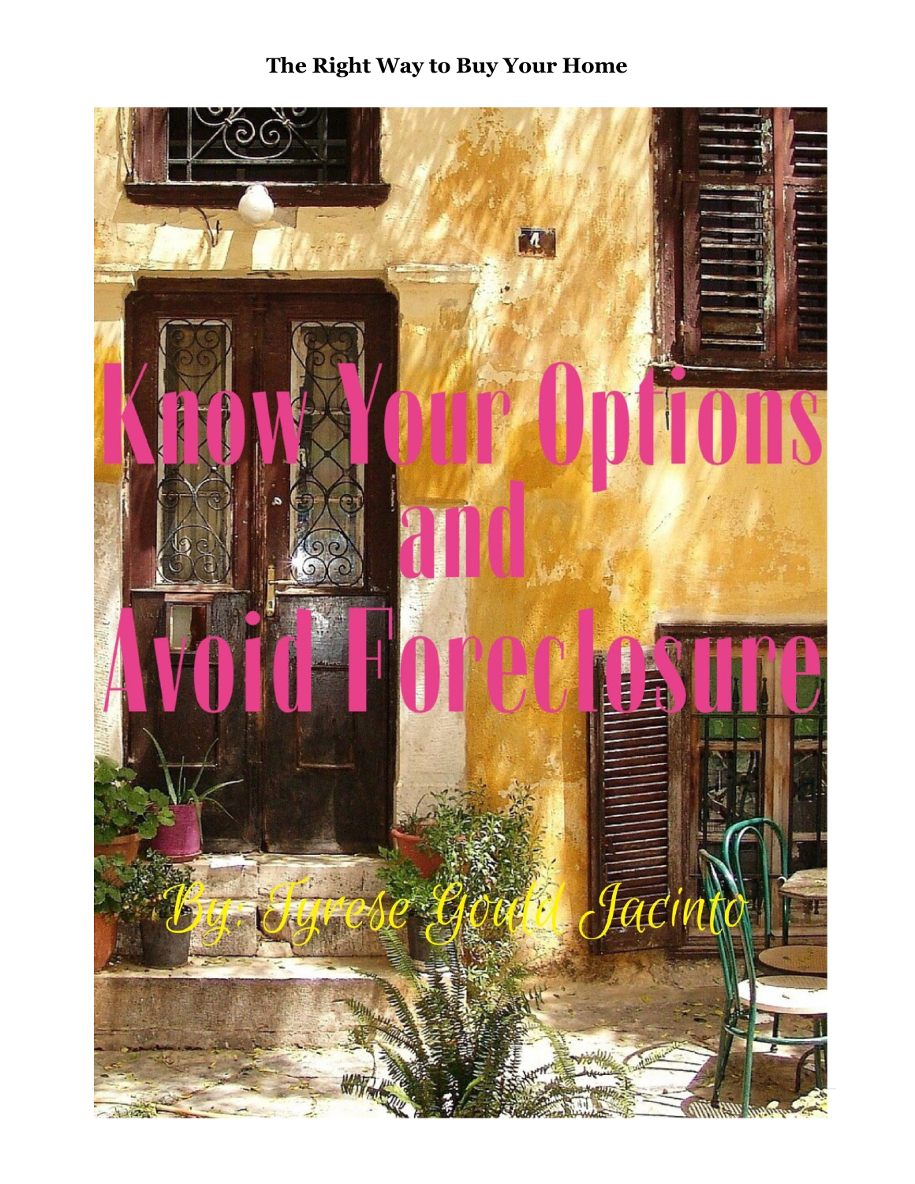**The Right Way to Buy Your Home**

# Know Your Options and Avoid Foreclosure

By: Tyrese Gould Jacinto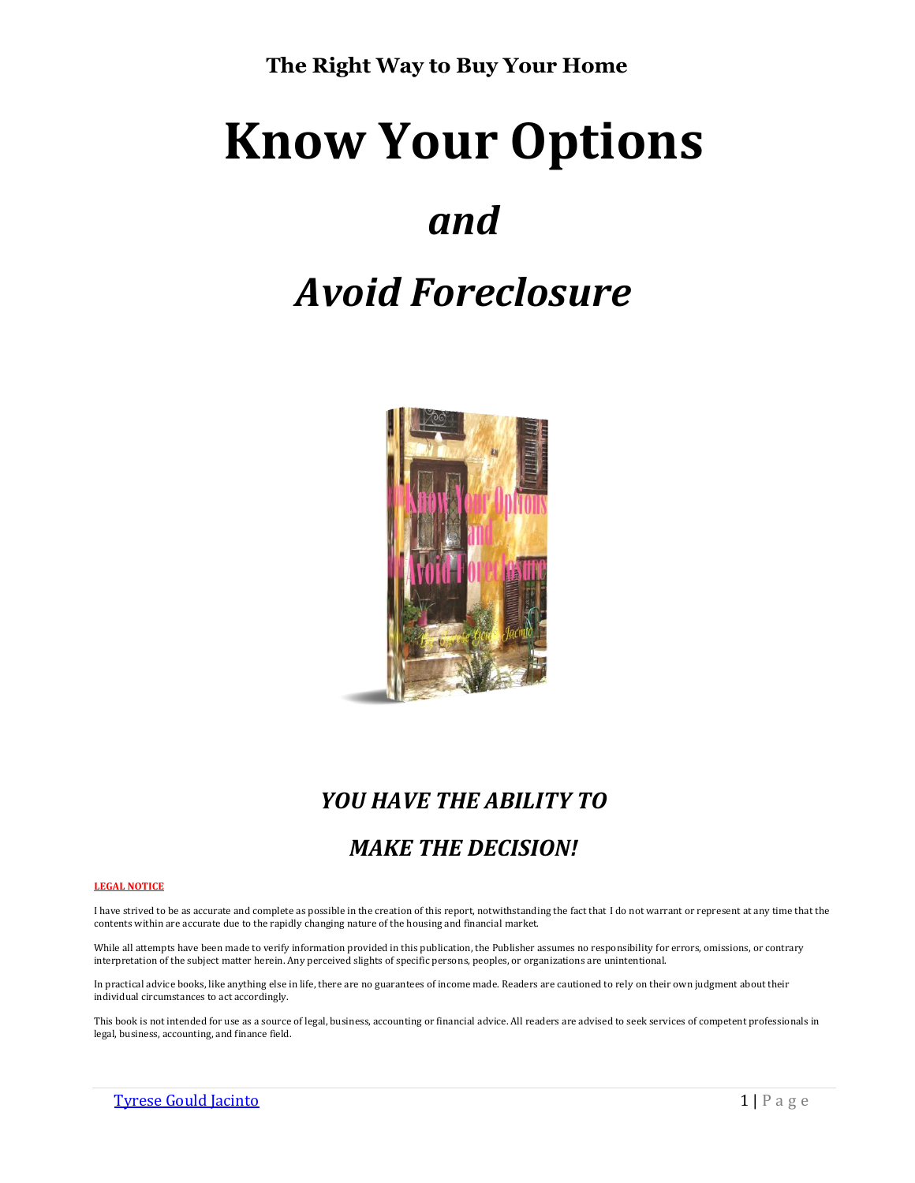**The Right Way to Buy Your Home**

# Know Your Options

# *and*

# *Avoid Foreclosure*

### *YOU HAVE THE ABILITY TO*

### *MAKE THE DECISION!*

**LEGAL NOTICE**

I have strived to be as accurate and complete as possible in the creation of this report, notwithstanding the fact that I do not warrant or represent at any time that the contents within are accurate due to the rapidly changing nature of the housing and financial market.

While all attempts have been made to verify information provided in this publication, the Publisher assumes no responsibility for errors, omissions, or contrary interpretation of the subject matter herein. Any perceived slights of specific persons, peoples, or organizations are unintentional.

In practical advice books, like anything else in life, there are no guarantees of income made. Readers are cautioned to rely on their own judgment about their individual circumstances to act accordingly.

This book is not intended for use as a source of legal, business, accounting or financial advice. All readers are advised to seek services of competent professionals in legal, business, accounting, and finance field.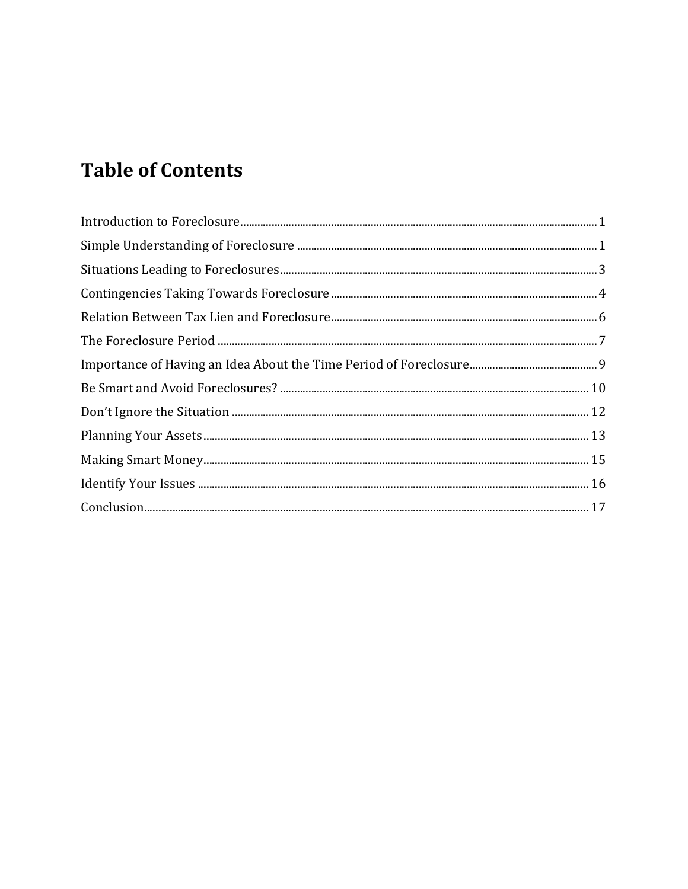# Table of Contents

Introduction to Foreclosure ........................................................................................................................ 1
Simple Understanding of Foreclosure ..................................................................................................... 1
Situations Leading to Foreclosures ......................................................................................................... 3
Contingencies Taking Towards Foreclosure .......................................................................................... 4
Relation Between Tax Lien and Foreclosure .......................................................................................... 6
The Foreclosure Period ............................................................................................................................. 7
Importance of Having an Idea About the Time Period of Foreclosure ............................................ 9
Be Smart and Avoid Foreclosures? ......................................................................................................... 10
Don't Ignore the Situation ........................................................................................................................ 12
Planning Your Assets ................................................................................................................................ 13
Making Smart Money ................................................................................................................................ 15
Identify Your Issues .................................................................................................................................. 16
Conclusion .................................................................................................................................................. 17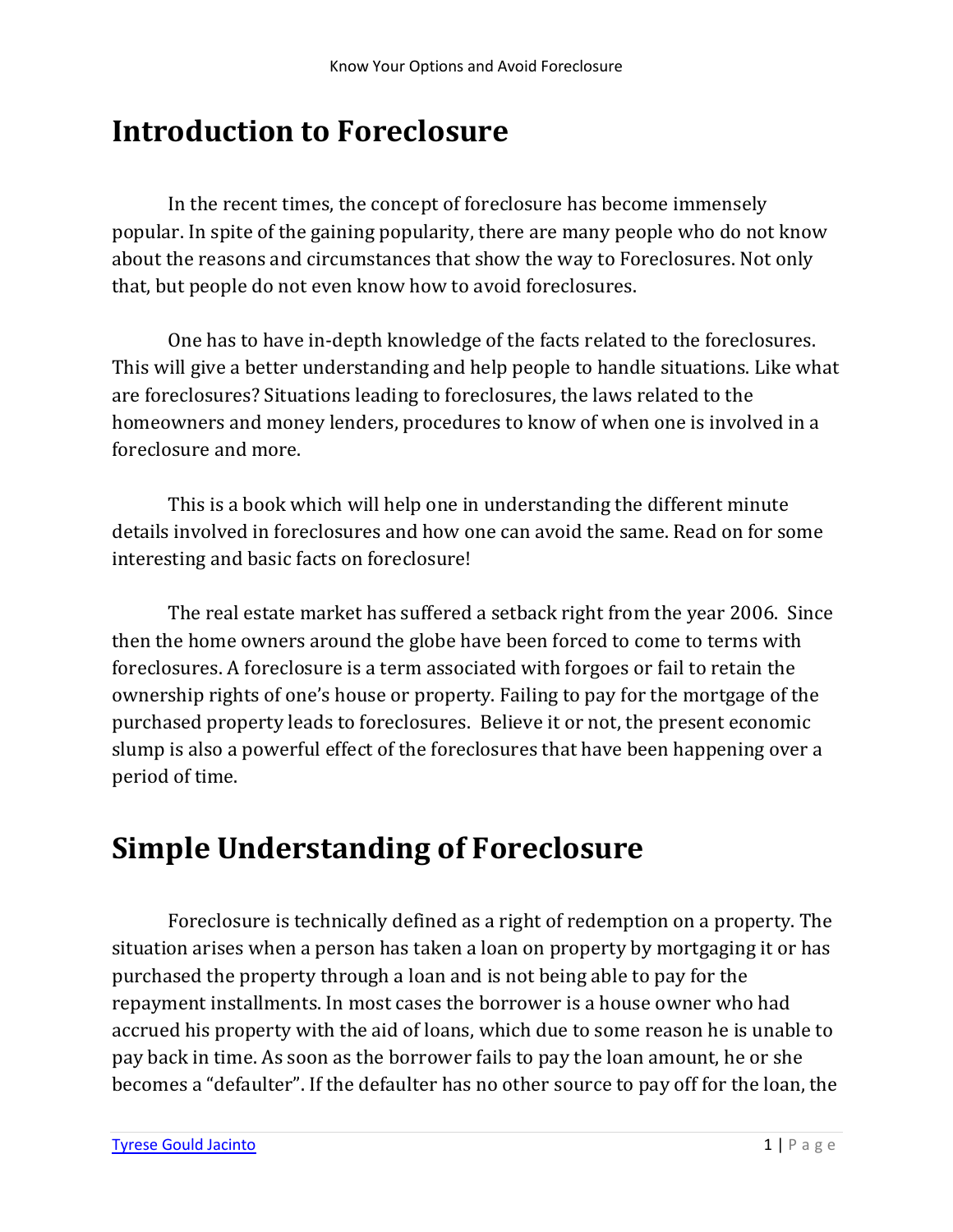# Introduction to Foreclosure

In the recent times, the concept of foreclosure has become immensely popular. In spite of the gaining popularity, there are many people who do not know about the reasons and circumstances that show the way to Foreclosures. Not only that, but people do not even know how to avoid foreclosures.

One has to have in-depth knowledge of the facts related to the foreclosures. This will give a better understanding and help people to handle situations. Like what are foreclosures? Situations leading to foreclosures, the laws related to the homeowners and money lenders, procedures to know of when one is involved in a foreclosure and more.

This is a book which will help one in understanding the different minute details involved in foreclosures and how one can avoid the same. Read on for some interesting and basic facts on foreclosure!

The real estate market has suffered a setback right from the year 2006. Since then the home owners around the globe have been forced to come to terms with foreclosures. A foreclosure is a term associated with forgoes or fail to retain the ownership rights of one's house or property. Failing to pay for the mortgage of the purchased property leads to foreclosures. Believe it or not, the present economic slump is also a powerful effect of the foreclosures that have been happening over a period of time.

# Simple Understanding of Foreclosure

Foreclosure is technically defined as a right of redemption on a property. The situation arises when a person has taken a loan on property by mortgaging it or has purchased the property through a loan and is not being able to pay for the repayment installments. In most cases the borrower is a house owner who had accrued his property with the aid of loans, which due to some reason he is unable to pay back in time. As soon as the borrower fails to pay the loan amount, he or she becomes a "defaulter". If the defaulter has no other source to pay off for the loan, the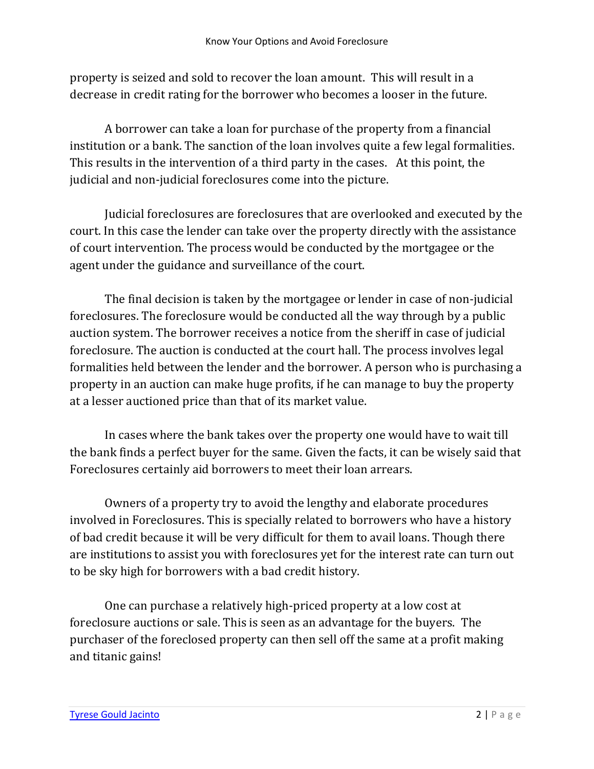property is seized and sold to recover the loan amount. This will result in a decrease in credit rating for the borrower who becomes a looser in the future.

A borrower can take a loan for purchase of the property from a financial institution or a bank. The sanction of the loan involves quite a few legal formalities. This results in the intervention of a third party in the cases. At this point, the judicial and non-judicial foreclosures come into the picture.

Judicial foreclosures are foreclosures that are overlooked and executed by the court. In this case the lender can take over the property directly with the assistance of court intervention. The process would be conducted by the mortgagee or the agent under the guidance and surveillance of the court.

The final decision is taken by the mortgagee or lender in case of non-judicial foreclosures. The foreclosure would be conducted all the way through by a public auction system. The borrower receives a notice from the sheriff in case of judicial foreclosure. The auction is conducted at the court hall. The process involves legal formalities held between the lender and the borrower. A person who is purchasing a property in an auction can make huge profits, if he can manage to buy the property at a lesser auctioned price than that of its market value.

In cases where the bank takes over the property one would have to wait till the bank finds a perfect buyer for the same. Given the facts, it can be wisely said that Foreclosures certainly aid borrowers to meet their loan arrears.

Owners of a property try to avoid the lengthy and elaborate procedures involved in Foreclosures. This is specially related to borrowers who have a history of bad credit because it will be very difficult for them to avail loans. Though there are institutions to assist you with foreclosures yet for the interest rate can turn out to be sky high for borrowers with a bad credit history.

One can purchase a relatively high-priced property at a low cost at foreclosure auctions or sale. This is seen as an advantage for the buyers. The purchaser of the foreclosed property can then sell off the same at a profit making and titanic gains!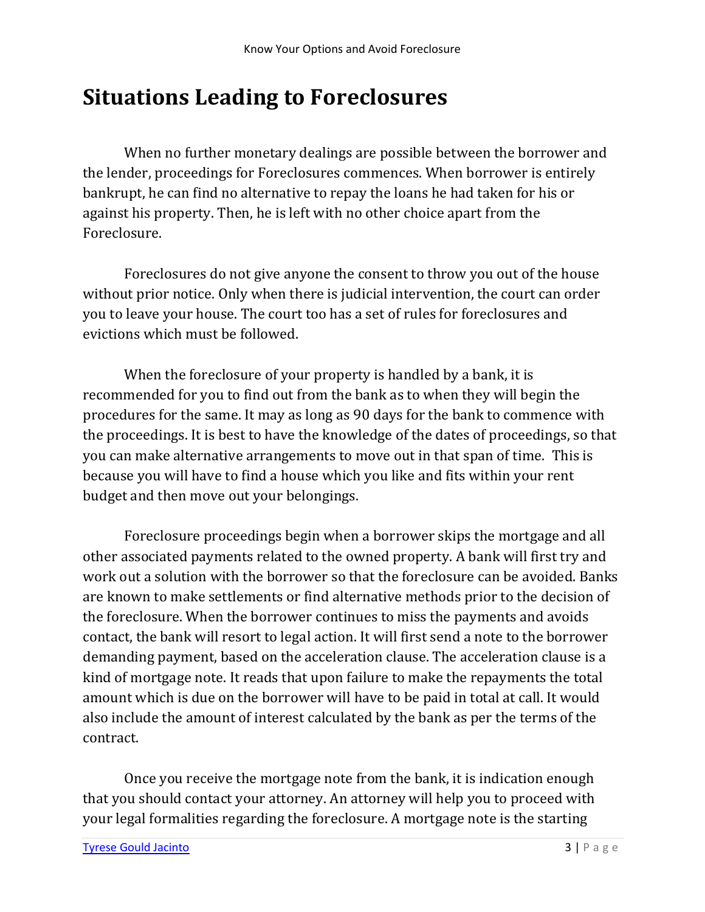# Situations Leading to Foreclosures

When no further monetary dealings are possible between the borrower and the lender, proceedings for Foreclosures commences. When borrower is entirely bankrupt, he can find no alternative to repay the loans he had taken for his or against his property. Then, he is left with no other choice apart from the Foreclosure.

Foreclosures do not give anyone the consent to throw you out of the house without prior notice. Only when there is judicial intervention, the court can order you to leave your house. The court too has a set of rules for foreclosures and evictions which must be followed.

When the foreclosure of your property is handled by a bank, it is recommended for you to find out from the bank as to when they will begin the procedures for the same. It may as long as 90 days for the bank to commence with the proceedings. It is best to have the knowledge of the dates of proceedings, so that you can make alternative arrangements to move out in that span of time. This is because you will have to find a house which you like and fits within your rent budget and then move out your belongings.

Foreclosure proceedings begin when a borrower skips the mortgage and all other associated payments related to the owned property. A bank will first try and work out a solution with the borrower so that the foreclosure can be avoided. Banks are known to make settlements or find alternative methods prior to the decision of the foreclosure. When the borrower continues to miss the payments and avoids contact, the bank will resort to legal action. It will first send a note to the borrower demanding payment, based on the acceleration clause. The acceleration clause is a kind of mortgage note. It reads that upon failure to make the repayments the total amount which is due on the borrower will have to be paid in total at call. It would also include the amount of interest calculated by the bank as per the terms of the contract.

Once you receive the mortgage note from the bank, it is indication enough that you should contact your attorney. An attorney will help you to proceed with your legal formalities regarding the foreclosure. A mortgage note is the starting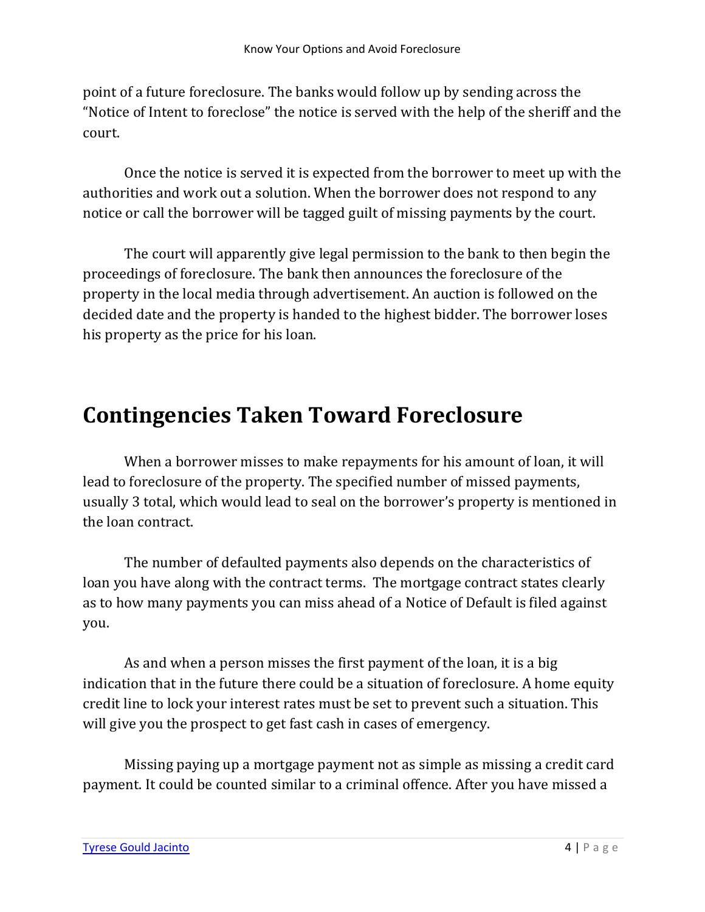point of a future foreclosure. The banks would follow up by sending across the "Notice of Intent to foreclose" the notice is served with the help of the sheriff and the court.

Once the notice is served it is expected from the borrower to meet up with the authorities and work out a solution. When the borrower does not respond to any notice or call the borrower will be tagged guilt of missing payments by the court.

The court will apparently give legal permission to the bank to then begin the proceedings of foreclosure. The bank then announces the foreclosure of the property in the local media through advertisement. An auction is followed on the decided date and the property is handed to the highest bidder. The borrower loses his property as the price for his loan.

## Contingencies Taken Toward Foreclosure

When a borrower misses to make repayments for his amount of loan, it will lead to foreclosure of the property. The specified number of missed payments, usually 3 total, which would lead to seal on the borrower's property is mentioned in the loan contract.

The number of defaulted payments also depends on the characteristics of loan you have along with the contract terms. The mortgage contract states clearly as to how many payments you can miss ahead of a Notice of Default is filed against you.

As and when a person misses the first payment of the loan, it is a big indication that in the future there could be a situation of foreclosure. A home equity credit line to lock your interest rates must be set to prevent such a situation. This will give you the prospect to get fast cash in cases of emergency.

Missing paying up a mortgage payment not as simple as missing a credit card payment. It could be counted similar to a criminal offence. After you have missed a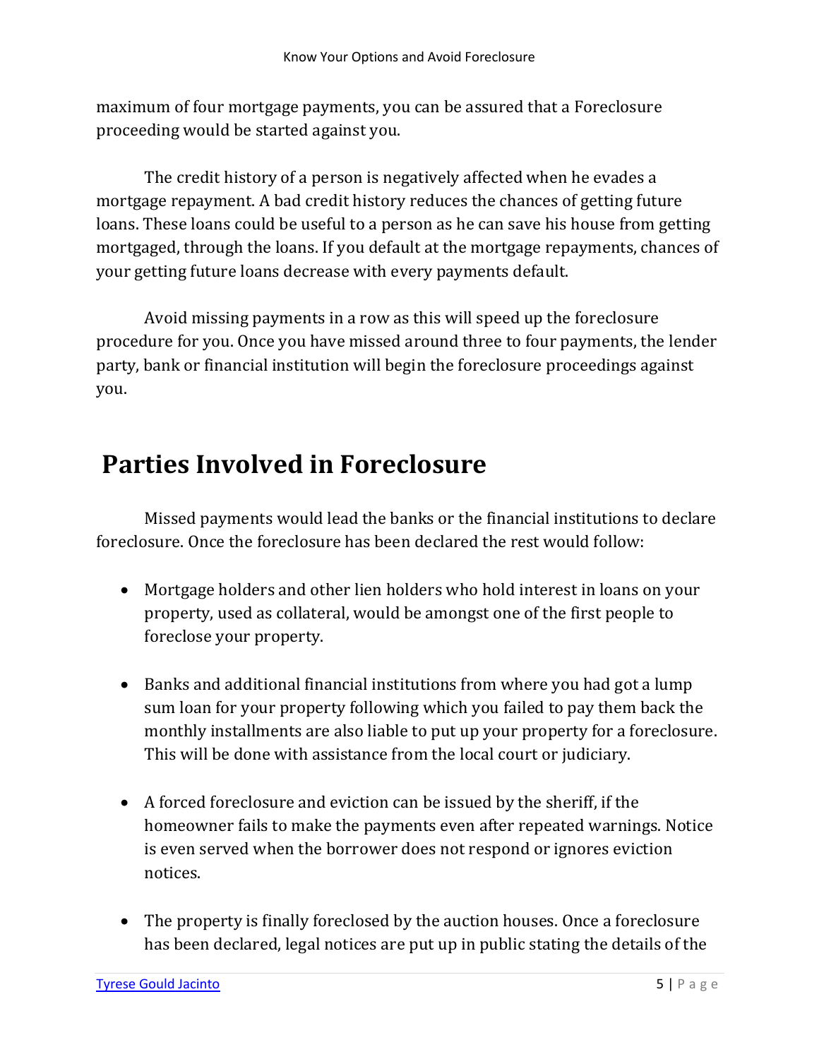maximum of four mortgage payments, you can be assured that a Foreclosure proceeding would be started against you.

The credit history of a person is negatively affected when he evades a mortgage repayment. A bad credit history reduces the chances of getting future loans. These loans could be useful to a person as he can save his house from getting mortgaged, through the loans. If you default at the mortgage repayments, chances of your getting future loans decrease with every payments default.

Avoid missing payments in a row as this will speed up the foreclosure procedure for you. Once you have missed around three to four payments, the lender party, bank or financial institution will begin the foreclosure proceedings against you.

## Parties Involved in Foreclosure

Missed payments would lead the banks or the financial institutions to declare foreclosure. Once the foreclosure has been declared the rest would follow:

- Mortgage holders and other lien holders who hold interest in loans on your property, used as collateral, would be amongst one of the first people to foreclose your property.

- Banks and additional financial institutions from where you had got a lump sum loan for your property following which you failed to pay them back the monthly installments are also liable to put up your property for a foreclosure. This will be done with assistance from the local court or judiciary.

- A forced foreclosure and eviction can be issued by the sheriff, if the homeowner fails to make the payments even after repeated warnings. Notice is even served when the borrower does not respond or ignores eviction notices.

- The property is finally foreclosed by the auction houses. Once a foreclosure has been declared, legal notices are put up in public stating the details of the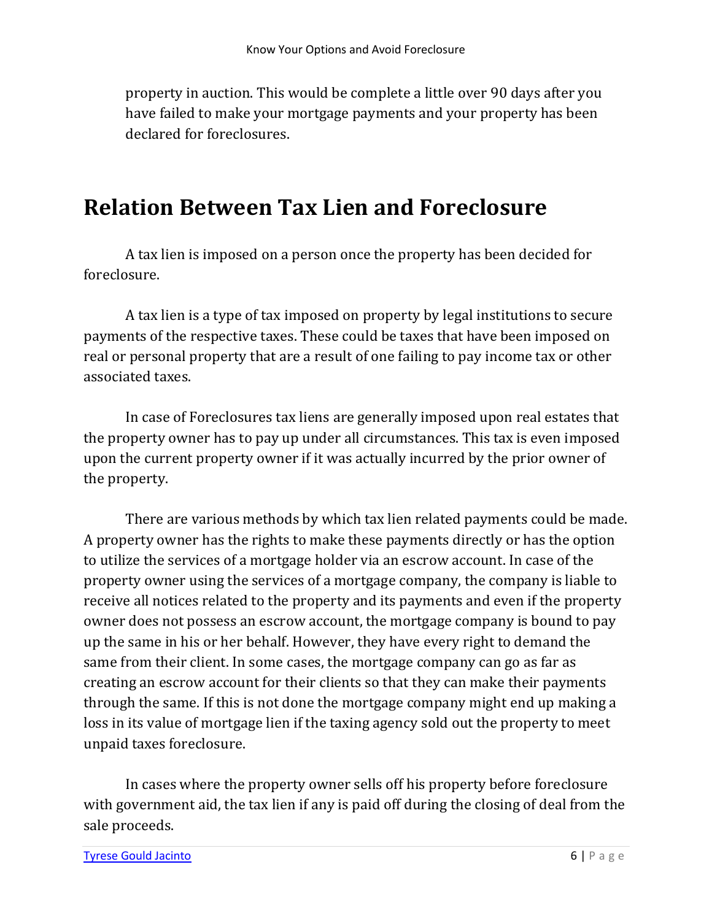property in auction. This would be complete a little over 90 days after you have failed to make your mortgage payments and your property has been declared for foreclosures.

## Relation Between Tax Lien and Foreclosure

A tax lien is imposed on a person once the property has been decided for foreclosure.

A tax lien is a type of tax imposed on property by legal institutions to secure payments of the respective taxes. These could be taxes that have been imposed on real or personal property that are a result of one failing to pay income tax or other associated taxes.

In case of Foreclosures tax liens are generally imposed upon real estates that the property owner has to pay up under all circumstances. This tax is even imposed upon the current property owner if it was actually incurred by the prior owner of the property.

There are various methods by which tax lien related payments could be made. A property owner has the rights to make these payments directly or has the option to utilize the services of a mortgage holder via an escrow account. In case of the property owner using the services of a mortgage company, the company is liable to receive all notices related to the property and its payments and even if the property owner does not possess an escrow account, the mortgage company is bound to pay up the same in his or her behalf. However, they have every right to demand the same from their client. In some cases, the mortgage company can go as far as creating an escrow account for their clients so that they can make their payments through the same. If this is not done the mortgage company might end up making a loss in its value of mortgage lien if the taxing agency sold out the property to meet unpaid taxes foreclosure.

In cases where the property owner sells off his property before foreclosure with government aid, the tax lien if any is paid off during the closing of deal from the sale proceeds.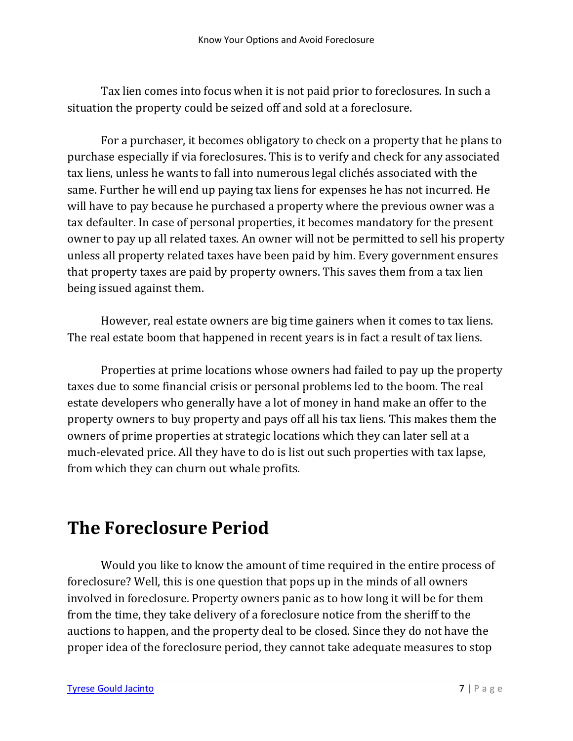Tax lien comes into focus when it is not paid prior to foreclosures. In such a situation the property could be seized off and sold at a foreclosure.

For a purchaser, it becomes obligatory to check on a property that he plans to purchase especially if via foreclosures. This is to verify and check for any associated tax liens, unless he wants to fall into numerous legal clichés associated with the same. Further he will end up paying tax liens for expenses he has not incurred. He will have to pay because he purchased a property where the previous owner was a tax defaulter. In case of personal properties, it becomes mandatory for the present owner to pay up all related taxes. An owner will not be permitted to sell his property unless all property related taxes have been paid by him. Every government ensures that property taxes are paid by property owners. This saves them from a tax lien being issued against them.

However, real estate owners are big time gainers when it comes to tax liens. The real estate boom that happened in recent years is in fact a result of tax liens.

Properties at prime locations whose owners had failed to pay up the property taxes due to some financial crisis or personal problems led to the boom. The real estate developers who generally have a lot of money in hand make an offer to the property owners to buy property and pays off all his tax liens. This makes them the owners of prime properties at strategic locations which they can later sell at a much-elevated price. All they have to do is list out such properties with tax lapse, from which they can churn out whale profits.

# The Foreclosure Period

Would you like to know the amount of time required in the entire process of foreclosure? Well, this is one question that pops up in the minds of all owners involved in foreclosure. Property owners panic as to how long it will be for them from the time, they take delivery of a foreclosure notice from the sheriff to the auctions to happen, and the property deal to be closed. Since they do not have the proper idea of the foreclosure period, they cannot take adequate measures to stop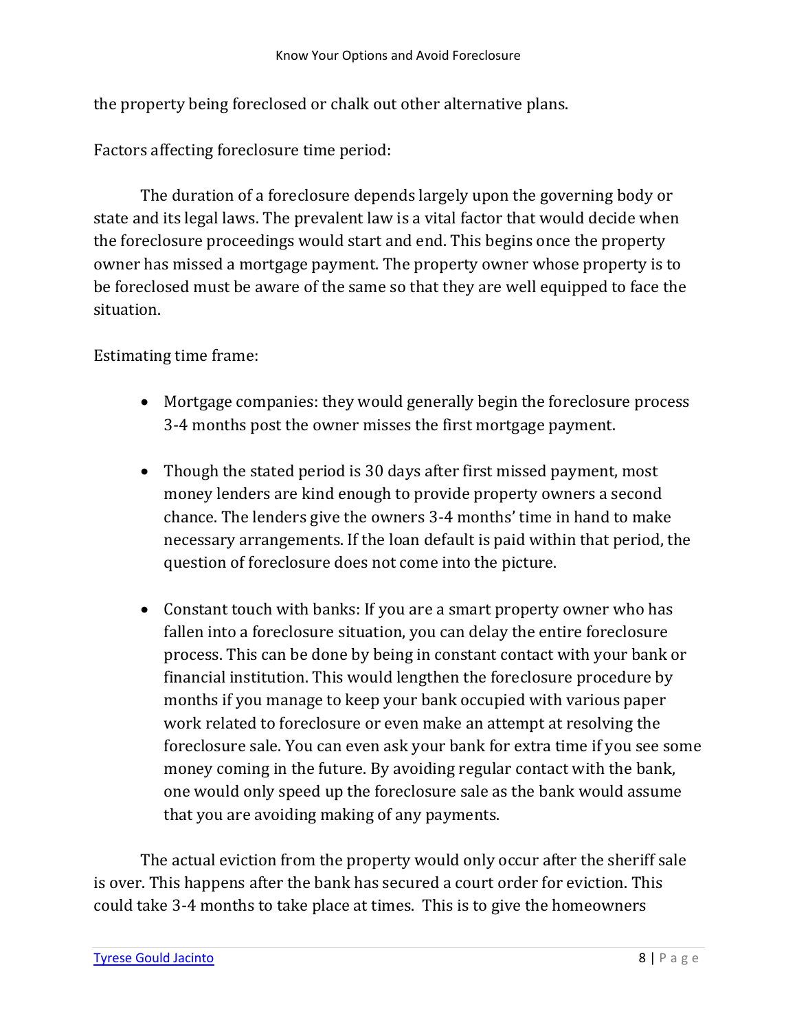the property being foreclosed or chalk out other alternative plans.

Factors affecting foreclosure time period:

The duration of a foreclosure depends largely upon the governing body or state and its legal laws. The prevalent law is a vital factor that would decide when the foreclosure proceedings would start and end. This begins once the property owner has missed a mortgage payment. The property owner whose property is to be foreclosed must be aware of the same so that they are well equipped to face the situation.

Estimating time frame:

- Mortgage companies: they would generally begin the foreclosure process 3-4 months post the owner misses the first mortgage payment.

- Though the stated period is 30 days after first missed payment, most money lenders are kind enough to provide property owners a second chance. The lenders give the owners 3-4 months' time in hand to make necessary arrangements. If the loan default is paid within that period, the question of foreclosure does not come into the picture.

- Constant touch with banks: If you are a smart property owner who has fallen into a foreclosure situation, you can delay the entire foreclosure process. This can be done by being in constant contact with your bank or financial institution. This would lengthen the foreclosure procedure by months if you manage to keep your bank occupied with various paper work related to foreclosure or even make an attempt at resolving the foreclosure sale. You can even ask your bank for extra time if you see some money coming in the future. By avoiding regular contact with the bank, one would only speed up the foreclosure sale as the bank would assume that you are avoiding making of any payments.

The actual eviction from the property would only occur after the sheriff sale is over. This happens after the bank has secured a court order for eviction. This could take 3-4 months to take place at times. This is to give the homeowners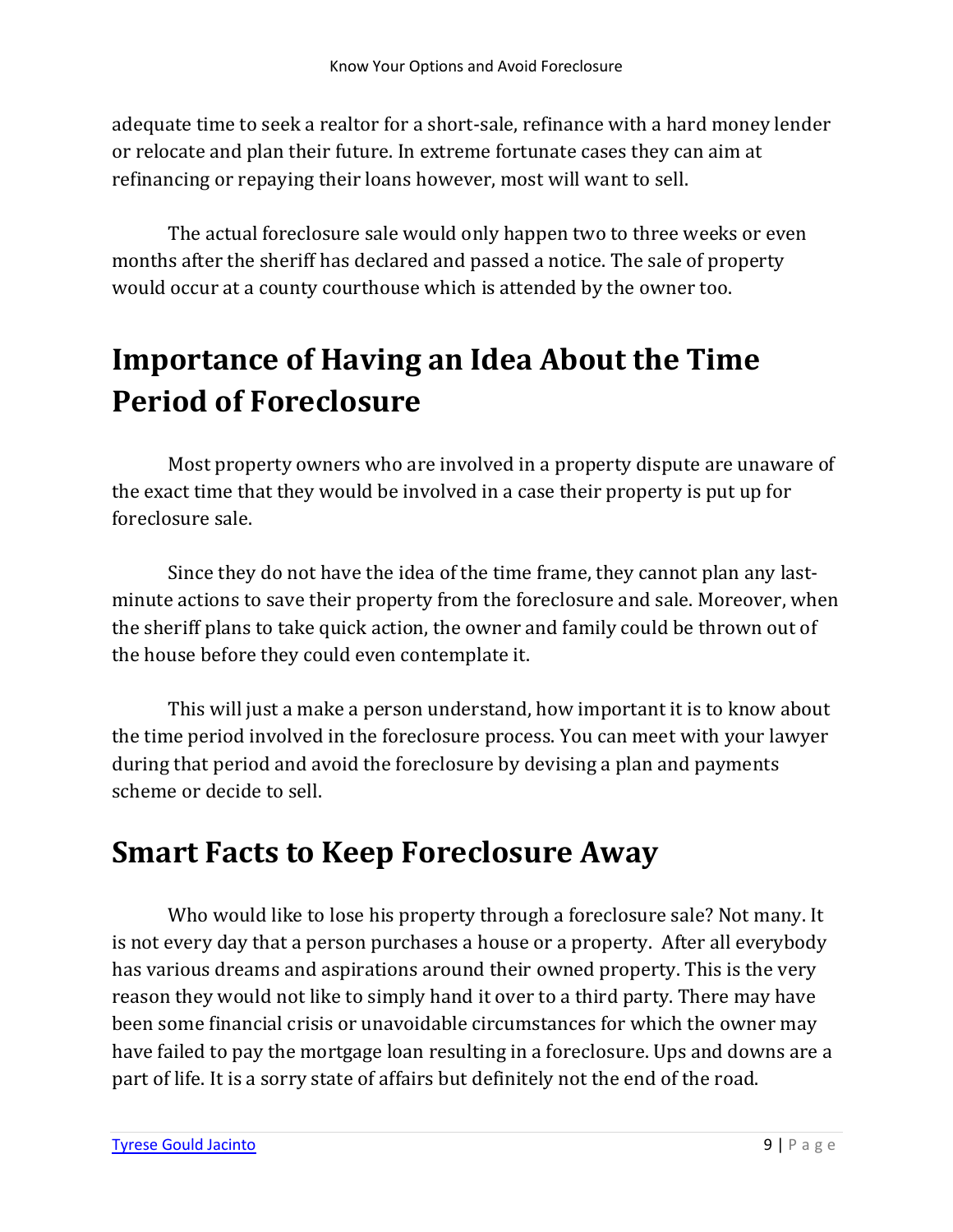adequate time to seek a realtor for a short-sale, refinance with a hard money lender or relocate and plan their future. In extreme fortunate cases they can aim at refinancing or repaying their loans however, most will want to sell.

The actual foreclosure sale would only happen two to three weeks or even months after the sheriff has declared and passed a notice. The sale of property would occur at a county courthouse which is attended by the owner too.

# Importance of Having an Idea About the Time Period of Foreclosure

Most property owners who are involved in a property dispute are unaware of the exact time that they would be involved in a case their property is put up for foreclosure sale.

Since they do not have the idea of the time frame, they cannot plan any last-minute actions to save their property from the foreclosure and sale. Moreover, when the sheriff plans to take quick action, the owner and family could be thrown out of the house before they could even contemplate it.

This will just a make a person understand, how important it is to know about the time period involved in the foreclosure process. You can meet with your lawyer during that period and avoid the foreclosure by devising a plan and payments scheme or decide to sell.

# Smart Facts to Keep Foreclosure Away

Who would like to lose his property through a foreclosure sale? Not many. It is not every day that a person purchases a house or a property. After all everybody has various dreams and aspirations around their owned property. This is the very reason they would not like to simply hand it over to a third party. There may have been some financial crisis or unavoidable circumstances for which the owner may have failed to pay the mortgage loan resulting in a foreclosure. Ups and downs are a part of life. It is a sorry state of affairs but definitely not the end of the road.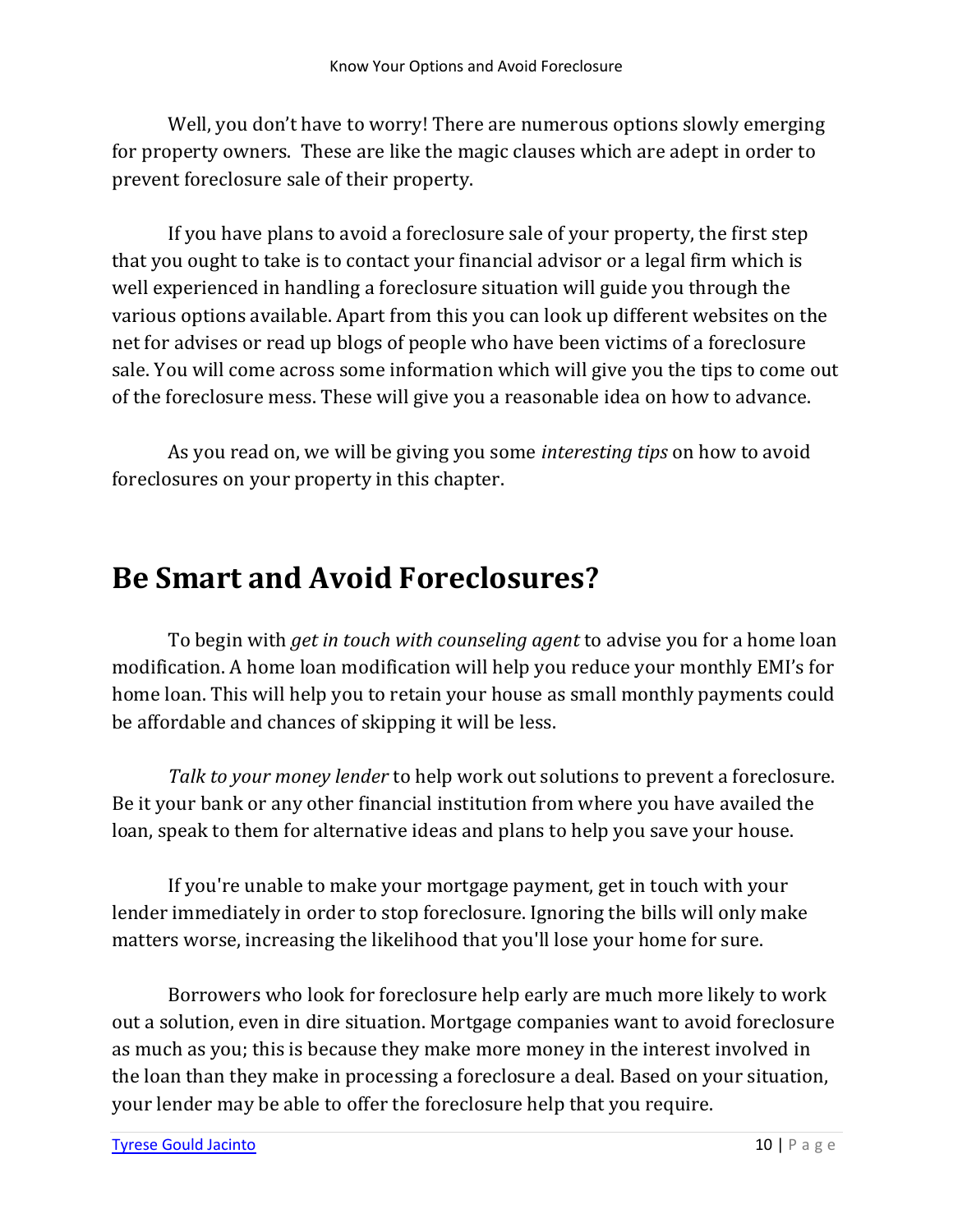Well, you don't have to worry! There are numerous options slowly emerging for property owners. These are like the magic clauses which are adept in order to prevent foreclosure sale of their property.

If you have plans to avoid a foreclosure sale of your property, the first step that you ought to take is to contact your financial advisor or a legal firm which is well experienced in handling a foreclosure situation will guide you through the various options available. Apart from this you can look up different websites on the net for advises or read up blogs of people who have been victims of a foreclosure sale. You will come across some information which will give you the tips to come out of the foreclosure mess. These will give you a reasonable idea on how to advance.

As you read on, we will be giving you some *interesting tips* on how to avoid foreclosures on your property in this chapter.

## Be Smart and Avoid Foreclosures?

To begin with *get in touch with counseling agent* to advise you for a home loan modification. A home loan modification will help you reduce your monthly EMI's for home loan. This will help you to retain your house as small monthly payments could be affordable and chances of skipping it will be less.

*Talk to your money lender* to help work out solutions to prevent a foreclosure. Be it your bank or any other financial institution from where you have availed the loan, speak to them for alternative ideas and plans to help you save your house.

If you're unable to make your mortgage payment, get in touch with your lender immediately in order to stop foreclosure. Ignoring the bills will only make matters worse, increasing the likelihood that you'll lose your home for sure.

Borrowers who look for foreclosure help early are much more likely to work out a solution, even in dire situation. Mortgage companies want to avoid foreclosure as much as you; this is because they make more money in the interest involved in the loan than they make in processing a foreclosure a deal. Based on your situation, your lender may be able to offer the foreclosure help that you require.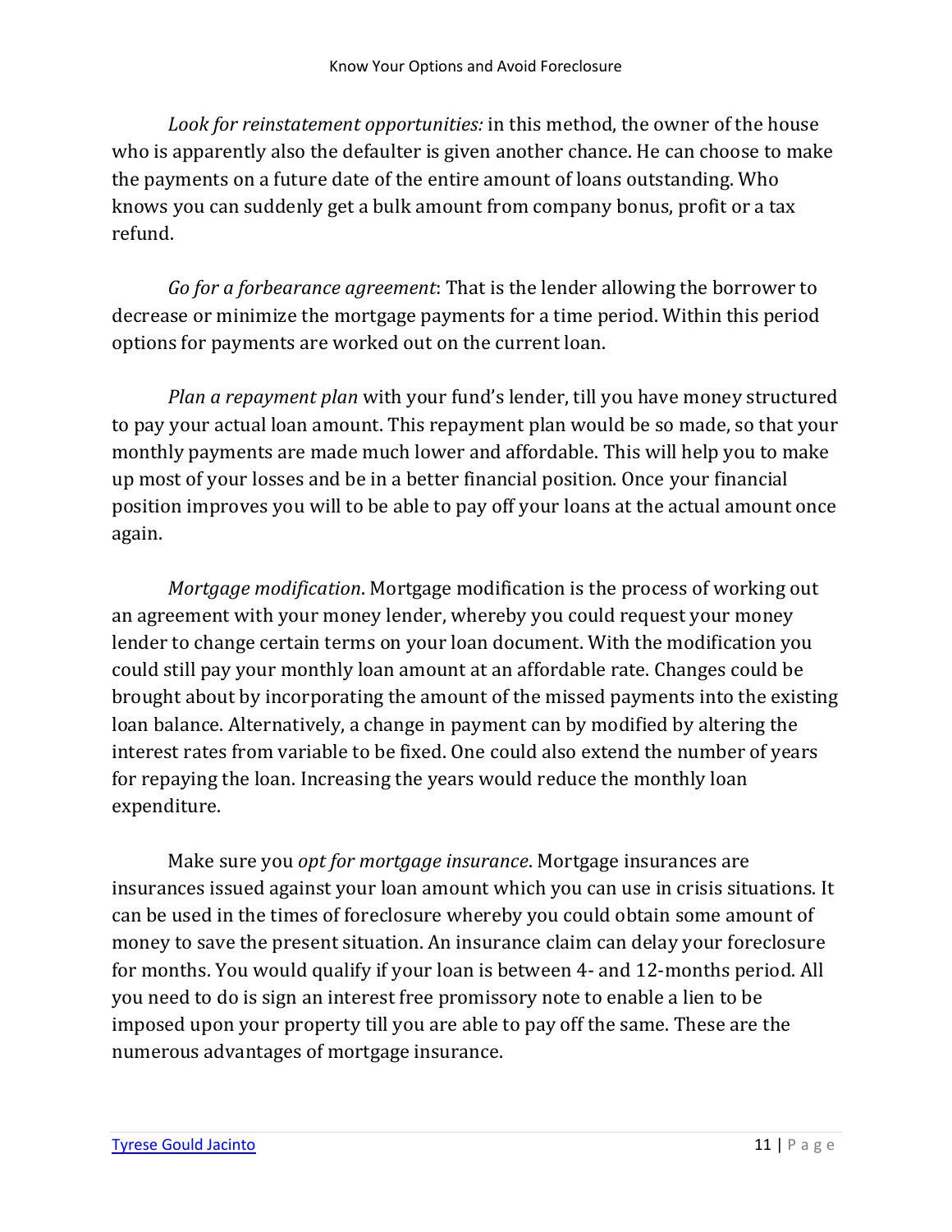*Look for reinstatement opportunities:* in this method, the owner of the house who is apparently also the defaulter is given another chance. He can choose to make the payments on a future date of the entire amount of loans outstanding. Who knows you can suddenly get a bulk amount from company bonus, profit or a tax refund.

*Go for a forbearance agreement*: That is the lender allowing the borrower to decrease or minimize the mortgage payments for a time period. Within this period options for payments are worked out on the current loan.

*Plan a repayment plan* with your fund's lender, till you have money structured to pay your actual loan amount. This repayment plan would be so made, so that your monthly payments are made much lower and affordable. This will help you to make up most of your losses and be in a better financial position. Once your financial position improves you will to be able to pay off your loans at the actual amount once again.

*Mortgage modification*. Mortgage modification is the process of working out an agreement with your money lender, whereby you could request your money lender to change certain terms on your loan document. With the modification you could still pay your monthly loan amount at an affordable rate. Changes could be brought about by incorporating the amount of the missed payments into the existing loan balance. Alternatively, a change in payment can by modified by altering the interest rates from variable to be fixed. One could also extend the number of years for repaying the loan. Increasing the years would reduce the monthly loan expenditure.

Make sure you *opt for mortgage insurance*. Mortgage insurances are insurances issued against your loan amount which you can use in crisis situations. It can be used in the times of foreclosure whereby you could obtain some amount of money to save the present situation. An insurance claim can delay your foreclosure for months. You would qualify if your loan is between 4- and 12-months period. All you need to do is sign an interest free promissory note to enable a lien to be imposed upon your property till you are able to pay off the same. These are the numerous advantages of mortgage insurance.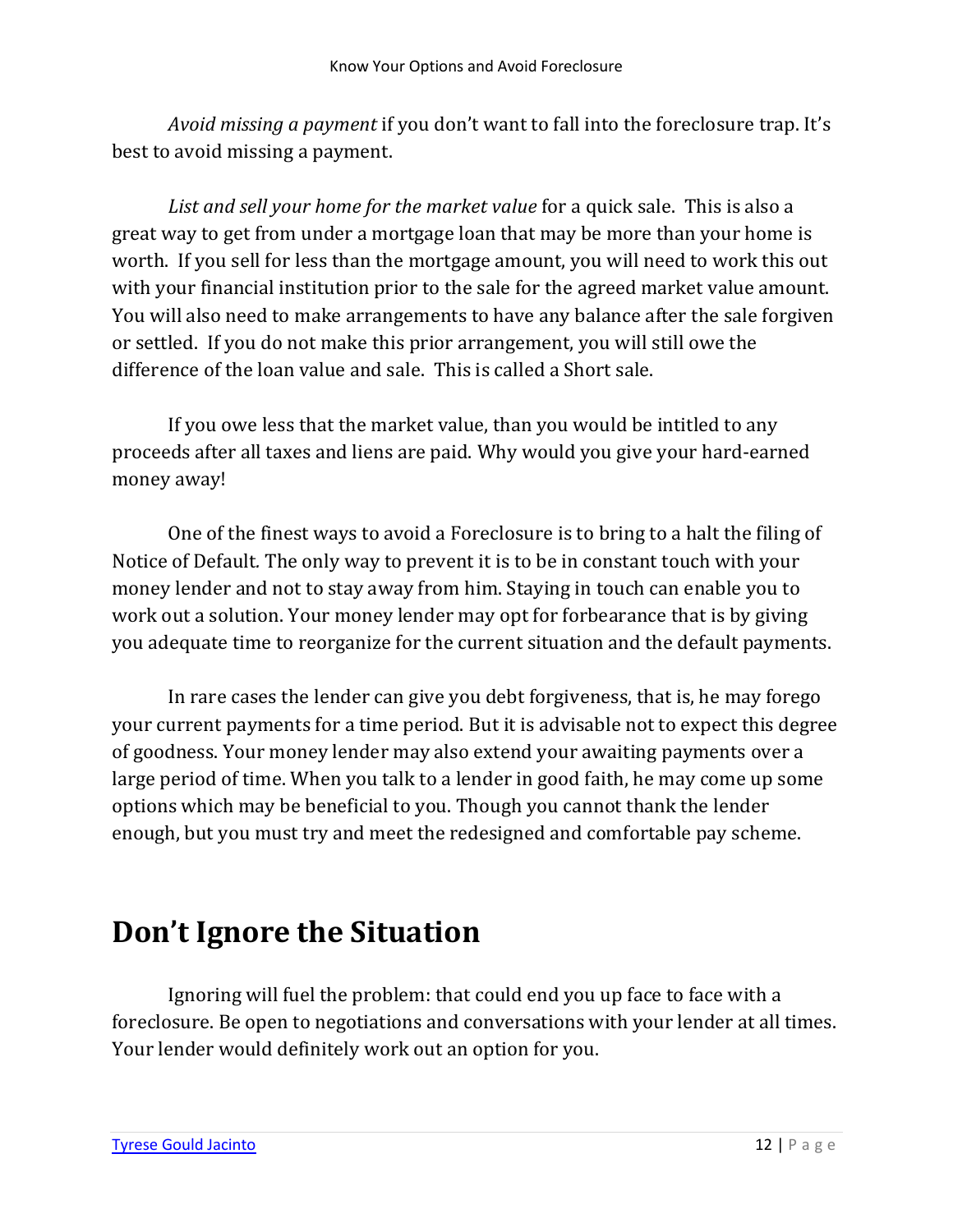*Avoid missing a payment* if you don't want to fall into the foreclosure trap. It's best to avoid missing a payment.

*List and sell your home for the market value* for a quick sale. This is also a great way to get from under a mortgage loan that may be more than your home is worth. If you sell for less than the mortgage amount, you will need to work this out with your financial institution prior to the sale for the agreed market value amount. You will also need to make arrangements to have any balance after the sale forgiven or settled. If you do not make this prior arrangement, you will still owe the difference of the loan value and sale. This is called a Short sale.

If you owe less that the market value, than you would be intitled to any proceeds after all taxes and liens are paid. Why would you give your hard-earned money away!

One of the finest ways to avoid a Foreclosure is to bring to a halt the filing of Notice of Default. The only way to prevent it is to be in constant touch with your money lender and not to stay away from him. Staying in touch can enable you to work out a solution. Your money lender may opt for forbearance that is by giving you adequate time to reorganize for the current situation and the default payments.

In rare cases the lender can give you debt forgiveness, that is, he may forego your current payments for a time period. But it is advisable not to expect this degree of goodness. Your money lender may also extend your awaiting payments over a large period of time. When you talk to a lender in good faith, he may come up some options which may be beneficial to you. Though you cannot thank the lender enough, but you must try and meet the redesigned and comfortable pay scheme.

## Don't Ignore the Situation

Ignoring will fuel the problem: that could end you up face to face with a foreclosure. Be open to negotiations and conversations with your lender at all times. Your lender would definitely work out an option for you.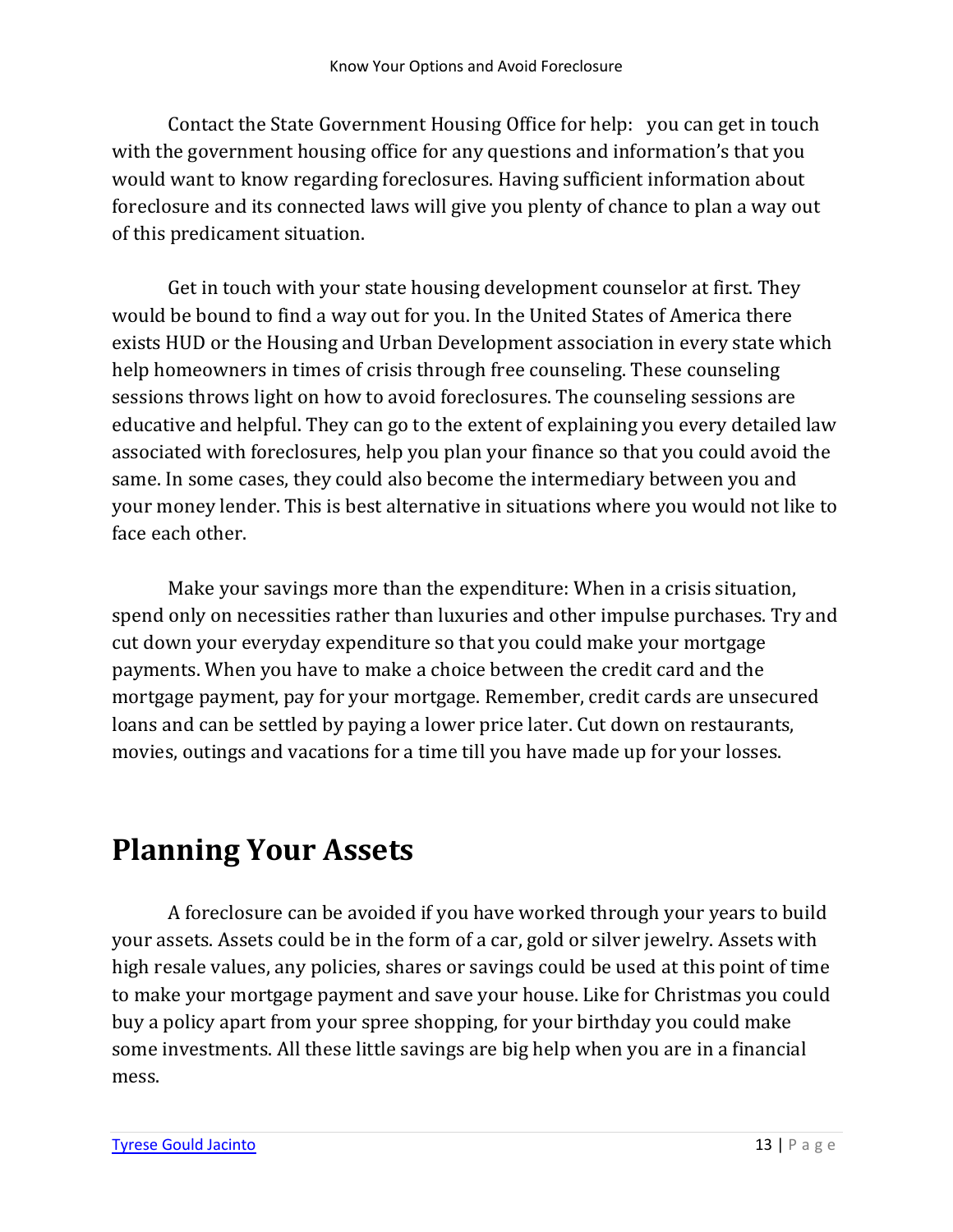Contact the State Government Housing Office for help: you can get in touch with the government housing office for any questions and information's that you would want to know regarding foreclosures. Having sufficient information about foreclosure and its connected laws will give you plenty of chance to plan a way out of this predicament situation.

Get in touch with your state housing development counselor at first. They would be bound to find a way out for you. In the United States of America there exists HUD or the Housing and Urban Development association in every state which help homeowners in times of crisis through free counseling. These counseling sessions throws light on how to avoid foreclosures. The counseling sessions are educative and helpful. They can go to the extent of explaining you every detailed law associated with foreclosures, help you plan your finance so that you could avoid the same. In some cases, they could also become the intermediary between you and your money lender. This is best alternative in situations where you would not like to face each other.

Make your savings more than the expenditure: When in a crisis situation, spend only on necessities rather than luxuries and other impulse purchases. Try and cut down your everyday expenditure so that you could make your mortgage payments. When you have to make a choice between the credit card and the mortgage payment, pay for your mortgage. Remember, credit cards are unsecured loans and can be settled by paying a lower price later. Cut down on restaurants, movies, outings and vacations for a time till you have made up for your losses.

## Planning Your Assets

A foreclosure can be avoided if you have worked through your years to build your assets. Assets could be in the form of a car, gold or silver jewelry. Assets with high resale values, any policies, shares or savings could be used at this point of time to make your mortgage payment and save your house. Like for Christmas you could buy a policy apart from your spree shopping, for your birthday you could make some investments. All these little savings are big help when you are in a financial mess.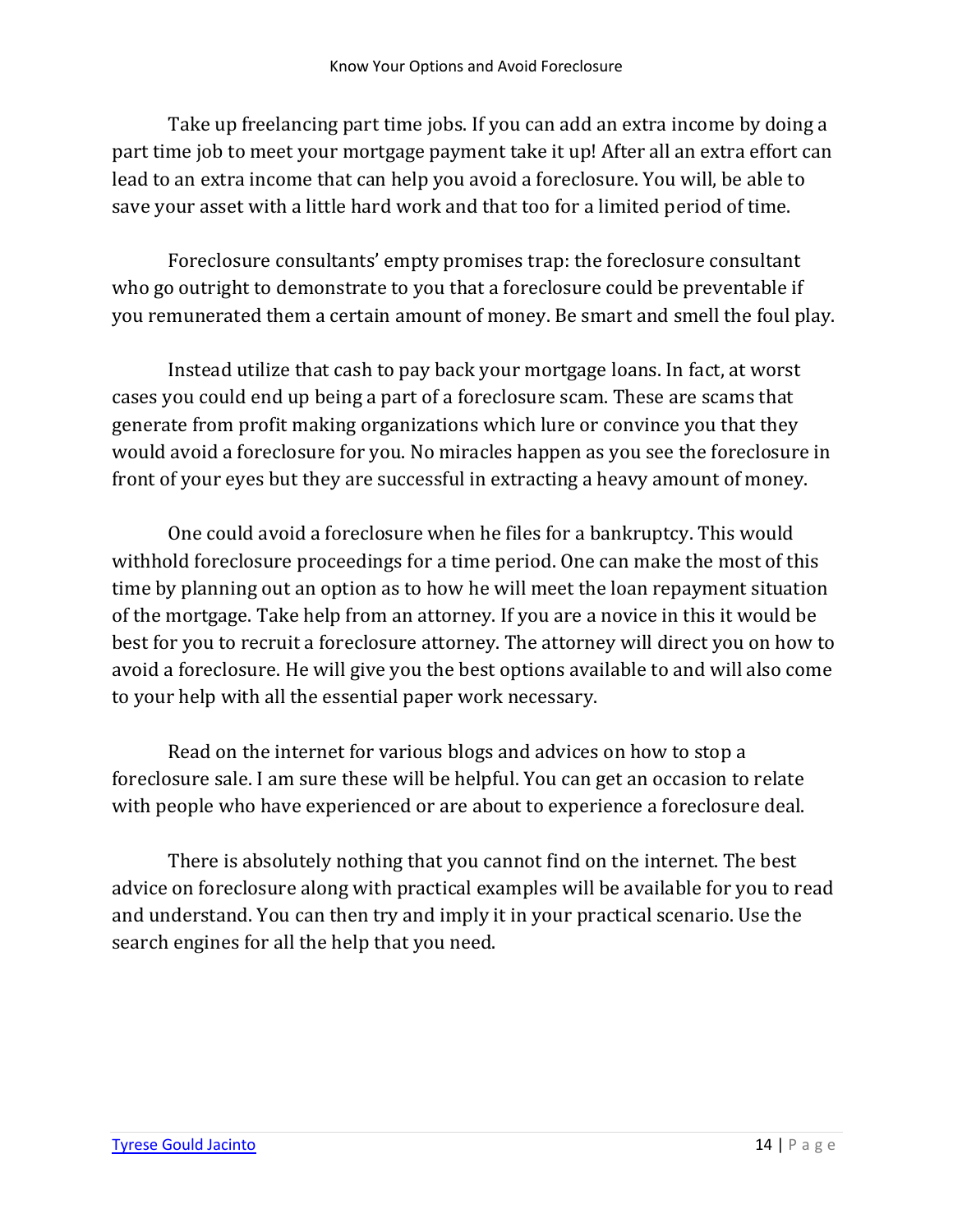Take up freelancing part time jobs. If you can add an extra income by doing a part time job to meet your mortgage payment take it up! After all an extra effort can lead to an extra income that can help you avoid a foreclosure. You will, be able to save your asset with a little hard work and that too for a limited period of time.

Foreclosure consultants' empty promises trap: the foreclosure consultant who go outright to demonstrate to you that a foreclosure could be preventable if you remunerated them a certain amount of money. Be smart and smell the foul play.

Instead utilize that cash to pay back your mortgage loans. In fact, at worst cases you could end up being a part of a foreclosure scam. These are scams that generate from profit making organizations which lure or convince you that they would avoid a foreclosure for you. No miracles happen as you see the foreclosure in front of your eyes but they are successful in extracting a heavy amount of money.

One could avoid a foreclosure when he files for a bankruptcy. This would withhold foreclosure proceedings for a time period. One can make the most of this time by planning out an option as to how he will meet the loan repayment situation of the mortgage. Take help from an attorney. If you are a novice in this it would be best for you to recruit a foreclosure attorney. The attorney will direct you on how to avoid a foreclosure. He will give you the best options available to and will also come to your help with all the essential paper work necessary.

Read on the internet for various blogs and advices on how to stop a foreclosure sale. I am sure these will be helpful. You can get an occasion to relate with people who have experienced or are about to experience a foreclosure deal.

There is absolutely nothing that you cannot find on the internet. The best advice on foreclosure along with practical examples will be available for you to read and understand. You can then try and imply it in your practical scenario. Use the search engines for all the help that you need.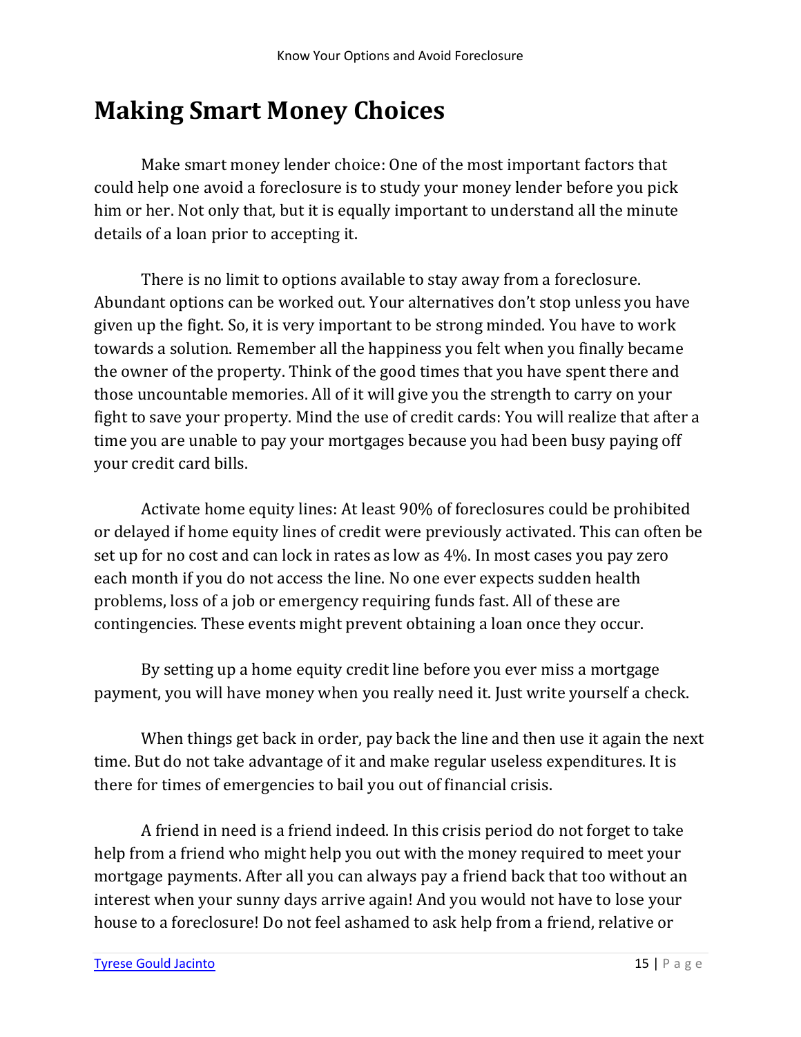# Making Smart Money Choices

Make smart money lender choice: One of the most important factors that could help one avoid a foreclosure is to study your money lender before you pick him or her. Not only that, but it is equally important to understand all the minute details of a loan prior to accepting it.

There is no limit to options available to stay away from a foreclosure. Abundant options can be worked out. Your alternatives don't stop unless you have given up the fight. So, it is very important to be strong minded. You have to work towards a solution. Remember all the happiness you felt when you finally became the owner of the property. Think of the good times that you have spent there and those uncountable memories. All of it will give you the strength to carry on your fight to save your property. Mind the use of credit cards: You will realize that after a time you are unable to pay your mortgages because you had been busy paying off your credit card bills.

Activate home equity lines: At least 90% of foreclosures could be prohibited or delayed if home equity lines of credit were previously activated. This can often be set up for no cost and can lock in rates as low as 4%. In most cases you pay zero each month if you do not access the line. No one ever expects sudden health problems, loss of a job or emergency requiring funds fast. All of these are contingencies. These events might prevent obtaining a loan once they occur.

By setting up a home equity credit line before you ever miss a mortgage payment, you will have money when you really need it. Just write yourself a check.

When things get back in order, pay back the line and then use it again the next time. But do not take advantage of it and make regular useless expenditures. It is there for times of emergencies to bail you out of financial crisis.

A friend in need is a friend indeed. In this crisis period do not forget to take help from a friend who might help you out with the money required to meet your mortgage payments. After all you can always pay a friend back that too without an interest when your sunny days arrive again! And you would not have to lose your house to a foreclosure! Do not feel ashamed to ask help from a friend, relative or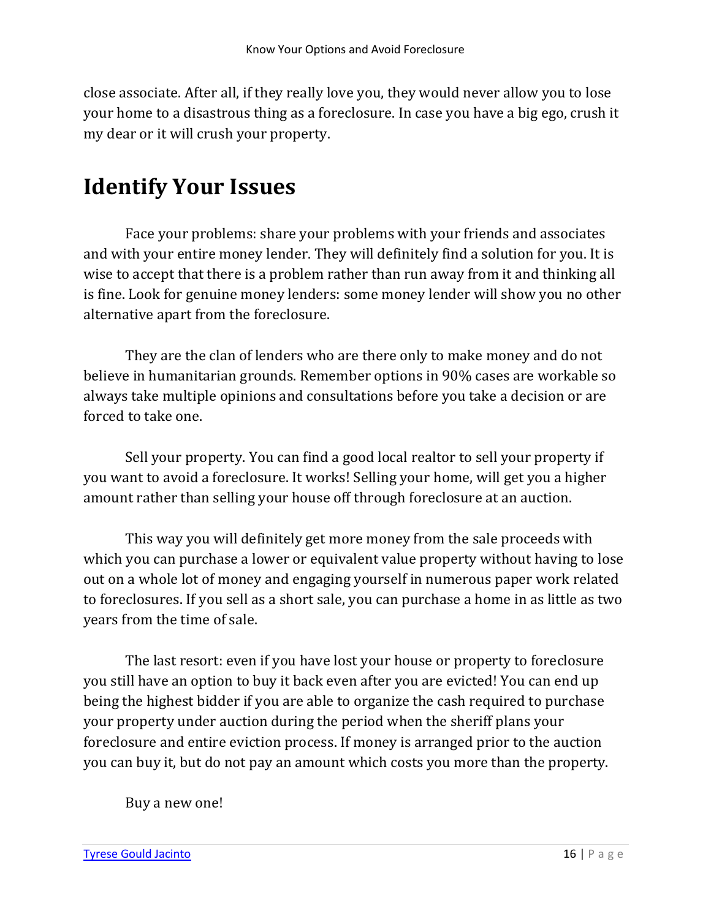close associate. After all, if they really love you, they would never allow you to lose your home to a disastrous thing as a foreclosure. In case you have a big ego, crush it my dear or it will crush your property.

## Identify Your Issues

Face your problems: share your problems with your friends and associates and with your entire money lender. They will definitely find a solution for you. It is wise to accept that there is a problem rather than run away from it and thinking all is fine. Look for genuine money lenders: some money lender will show you no other alternative apart from the foreclosure.

They are the clan of lenders who are there only to make money and do not believe in humanitarian grounds. Remember options in 90% cases are workable so always take multiple opinions and consultations before you take a decision or are forced to take one.

Sell your property. You can find a good local realtor to sell your property if you want to avoid a foreclosure. It works! Selling your home, will get you a higher amount rather than selling your house off through foreclosure at an auction.

This way you will definitely get more money from the sale proceeds with which you can purchase a lower or equivalent value property without having to lose out on a whole lot of money and engaging yourself in numerous paper work related to foreclosures. If you sell as a short sale, you can purchase a home in as little as two years from the time of sale.

The last resort: even if you have lost your house or property to foreclosure you still have an option to buy it back even after you are evicted! You can end up being the highest bidder if you are able to organize the cash required to purchase your property under auction during the period when the sheriff plans your foreclosure and entire eviction process. If money is arranged prior to the auction you can buy it, but do not pay an amount which costs you more than the property.

Buy a new one!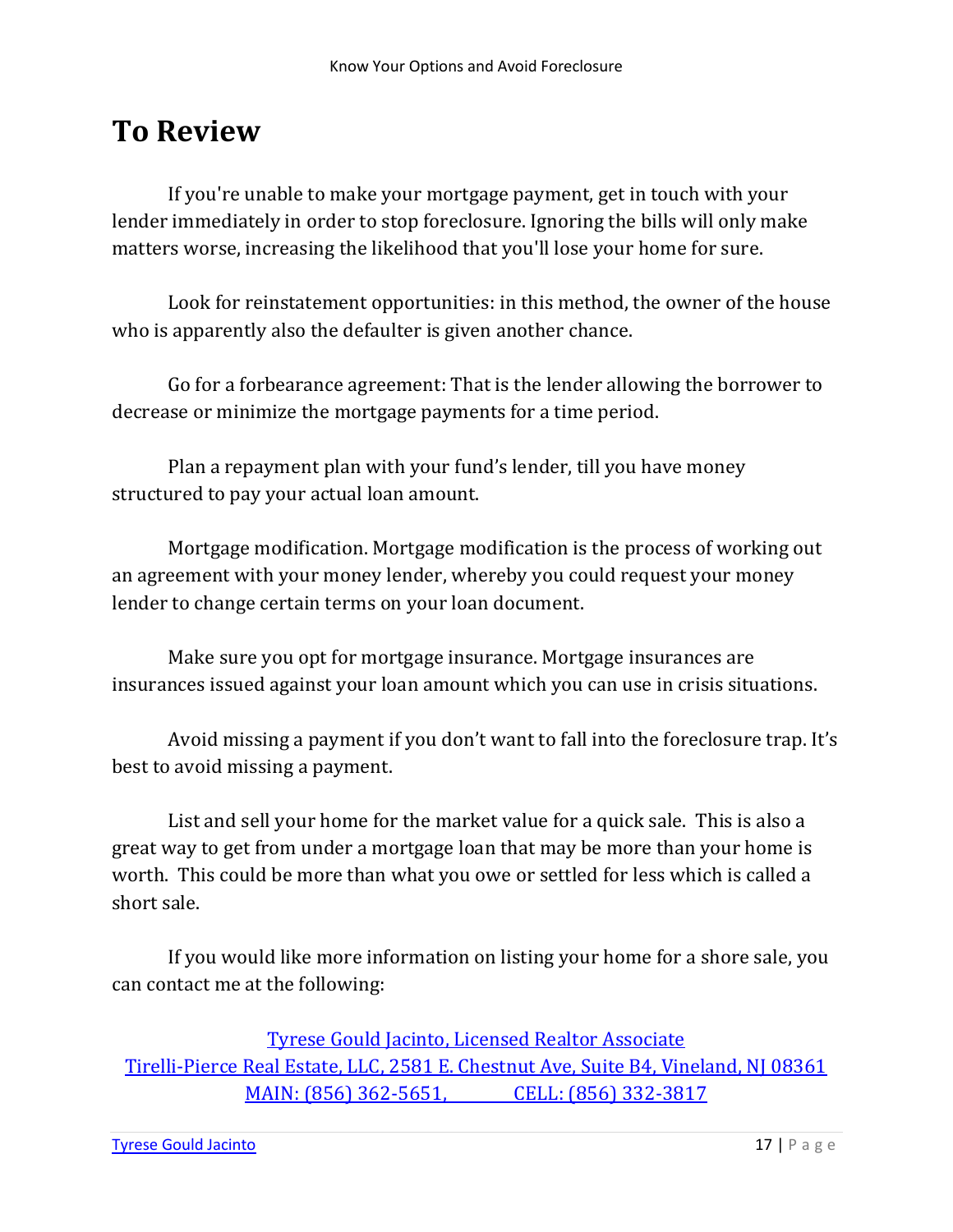# To Review

If you're unable to make your mortgage payment, get in touch with your lender immediately in order to stop foreclosure. Ignoring the bills will only make matters worse, increasing the likelihood that you'll lose your home for sure.

Look for reinstatement opportunities: in this method, the owner of the house who is apparently also the defaulter is given another chance.

Go for a forbearance agreement: That is the lender allowing the borrower to decrease or minimize the mortgage payments for a time period.

Plan a repayment plan with your fund's lender, till you have money structured to pay your actual loan amount.

Mortgage modification. Mortgage modification is the process of working out an agreement with your money lender, whereby you could request your money lender to change certain terms on your loan document.

Make sure you opt for mortgage insurance. Mortgage insurances are insurances issued against your loan amount which you can use in crisis situations.

Avoid missing a payment if you don't want to fall into the foreclosure trap. It's best to avoid missing a payment.

List and sell your home for the market value for a quick sale. This is also a great way to get from under a mortgage loan that may be more than your home is worth. This could be more than what you owe or settled for less which is called a short sale.

If you would like more information on listing your home for a shore sale, you can contact me at the following:

Tyrese Gould Jacinto, Licensed Realtor Associate
Tirelli-Pierce Real Estate, LLC, 2581 E. Chestnut Ave, Suite B4, Vineland, NJ 08361
MAIN: (856) 362-5651, CELL: (856) 332-3817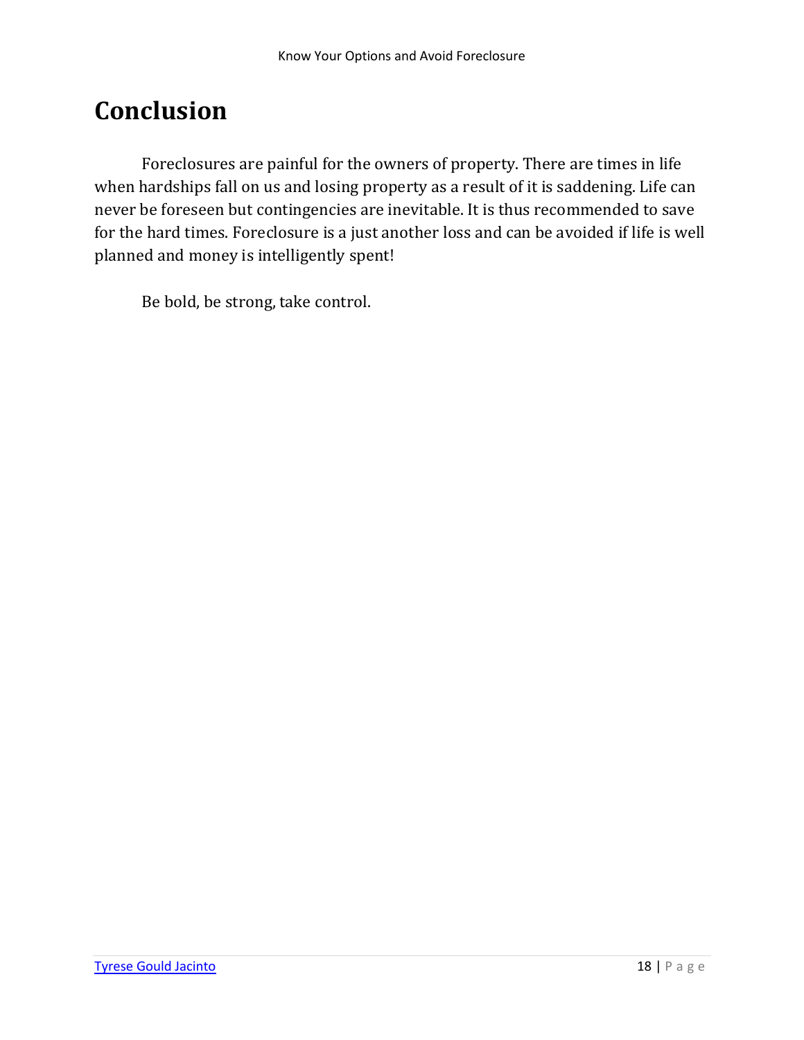# Conclusion

Foreclosures are painful for the owners of property. There are times in life when hardships fall on us and losing property as a result of it is saddening. Life can never be foreseen but contingencies are inevitable. It is thus recommended to save for the hard times. Foreclosure is a just another loss and can be avoided if life is well planned and money is intelligently spent!

Be bold, be strong, take control.